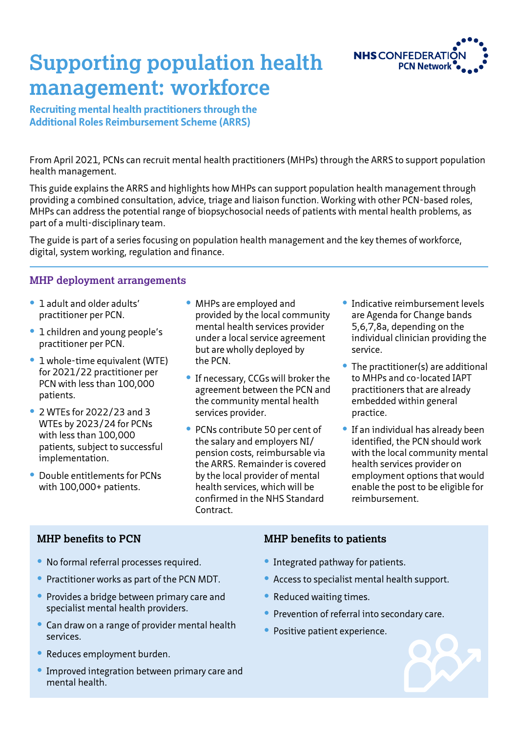# Supporting population health management: workforce

NHS CONFEDERATION PCN Network

**Recruiting mental health practitioners through the Additional Roles Reimbursement Scheme (ARRS)**

From April 2021, PCNs can recruit mental health practitioners (MHPs) through the ARRS to support population health management.

This guide explains the ARRS and highlights how MHPs can support population health management through providing a combined consultation, advice, triage and liaison function. Working with other PCN-based roles, MHPs can address the potential range of biopsychosocial needs of patients with mental health problems, as part of a multi-disciplinary team.

The guide is part of a series focusing on population health management and the key themes of workforce, digital, system working, regulation and finance.

## MHP deployment arrangements

- 1 adult and older adults' practitioner per PCN.
- 1 children and young people's practitioner per PCN.
- 1 whole-time equivalent (WTE) for 2021/22 practitioner per PCN with less than 100,000 patients.
- 2 WTEs for 2022/23 and 3 WTEs by 2023/24 for PCNs with less than 100,000 patients, subject to successful implementation.
- Double entitlements for PCNs with 100,000+ patients.
- MHPs are employed and provided by the local community mental health services provider under a local service agreement but are wholly deployed by the PCN.
- If necessary, CCGs will broker the agreement between the PCN and the community mental health services provider.
- PCNs contribute 50 per cent of the salary and employers NI/ pension costs, reimbursable via the ARRS. Remainder is covered by the local provider of mental health services, which will be confirmed in the NHS Standard Contract.
- Indicative reimbursement levels are Agenda for Change bands 5,6,7,8a, depending on the individual clinician providing the service.
- The practitioner(s) are additional to MHPs and co-located IAPT practitioners that are already embedded within general practice.
- If an individual has already been identified, the PCN should work with the local community mental health services provider on employment options that would enable the post to be eligible for reimbursement.

### MHP benefits to PCN

- No formal referral processes required.
- Practitioner works as part of the PCN MDT.
- Provides a bridge between primary care and specialist mental health providers.
- Can draw on a range of provider mental health services.
- Reduces employment burden.
- Improved integration between primary care and mental health.

### MHP benefits to patients

- Integrated pathway for patients.
- Access to specialist mental health support.
- Reduced waiting times.
- Prevention of referral into secondary care.
- Positive patient experience.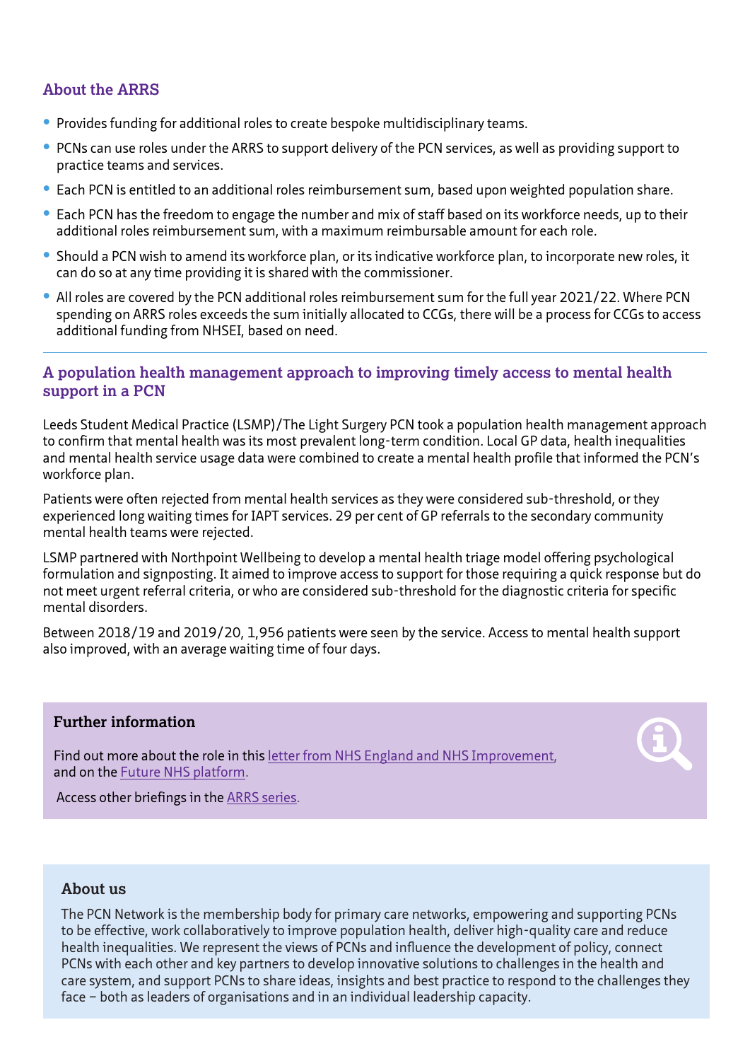## About the ARRS

- Provides funding for additional roles to create bespoke multidisciplinary teams.
- PCNs can use roles under the ARRS to support delivery of the PCN services, as well as providing support to practice teams and services.
- Each PCN is entitled to an additional roles reimbursement sum, based upon weighted population share.
- Each PCN has the freedom to engage the number and mix of staff based on its workforce needs, up to their additional roles reimbursement sum, with a maximum reimbursable amount for each role.
- Should a PCN wish to amend its workforce plan, or its indicative workforce plan, to incorporate new roles, it can do so at any time providing it is shared with the commissioner.
- All roles are covered by the PCN additional roles reimbursement sum for the full year 2021/22. Where PCN spending on ARRS roles exceeds the sum initially allocated to CCGs, there will be a process for CCGs to access additional funding from NHSEI, based on need.

## A population health management approach to improving timely access to mental health support in a PCN

Leeds Student Medical Practice (LSMP)/The Light Surgery PCN took a population health management approach to confirm that mental health was its most prevalent long-term condition. Local GP data, health inequalities and mental health service usage data were combined to create a mental health profile that informed the PCN's workforce plan.

Patients were often rejected from mental health services as they were considered sub-threshold, or they experienced long waiting times for IAPT services. 29 per cent of GP referrals to the secondary community mental health teams were rejected.

LSMP partnered with Northpoint Wellbeing to develop a mental health triage model offering psychological formulation and signposting. It aimed to improve access to support for those requiring a quick response but do not meet urgent referral criteria, or who are considered sub-threshold for the diagnostic criteria for specific mental disorders.

Between 2018/19 and 2019/20, 1,956 patients were seen by the service. Access to mental health support also improved, with an average waiting time of four days.

### Further information

Find out more about the role in this letter from NHS England and NHS Improvement, and on the Future NHS platform.

Access other briefings in the ARRS series.

### About us

The PCN Network is the membership body for primary care networks, empowering and supporting PCNs to be effective, work collaboratively to improve population health, deliver high-quality care and reduce health inequalities. We represent the views of PCNs and influence the development of policy, connect PCNs with each other and key partners to develop innovative solutions to challenges in the health and care system, and support PCNs to share ideas, insights and best practice to respond to the challenges they face – both as leaders of organisations and in an individual leadership capacity.